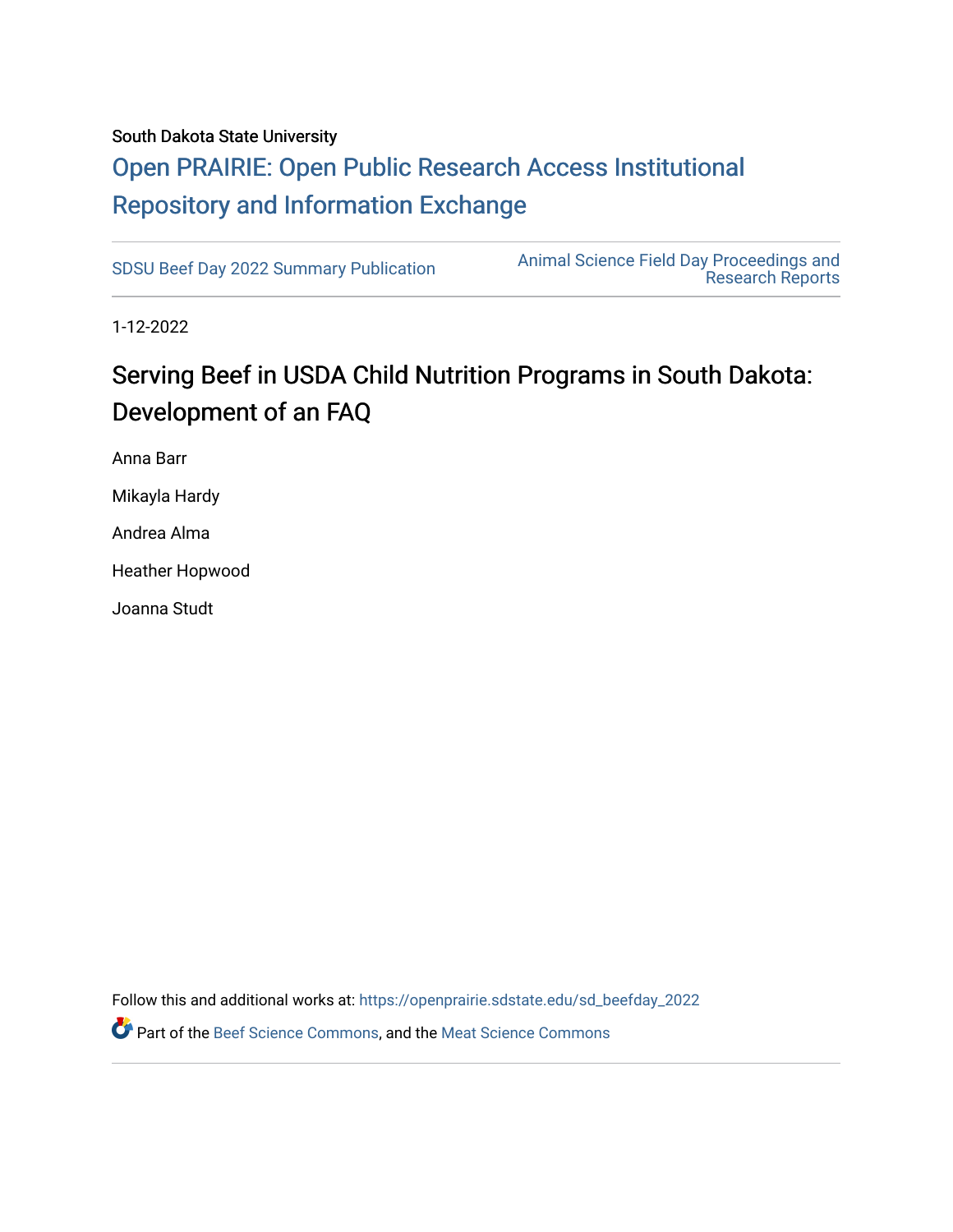South Dakota State University

# Open PRAIRIE: Open Public Research Access Institutional Repository and Information Exchange

SDSU Beef Day 2022 Summary Publication

Animal Science Field Day Proceedings and Research Reports

1-12-2022

## Serving Beef in USDA Child Nutrition Programs in South Dakota: Development of an FAQ

Anna Barr

Mikayla Hardy

Andrea Alma

Heather Hopwood

Joanna Studt

Follow this and additional works at: https://openprairie.sdstate.edu/sd_beefday_2022

Part of the Beef Science Commons, and the Meat Science Commons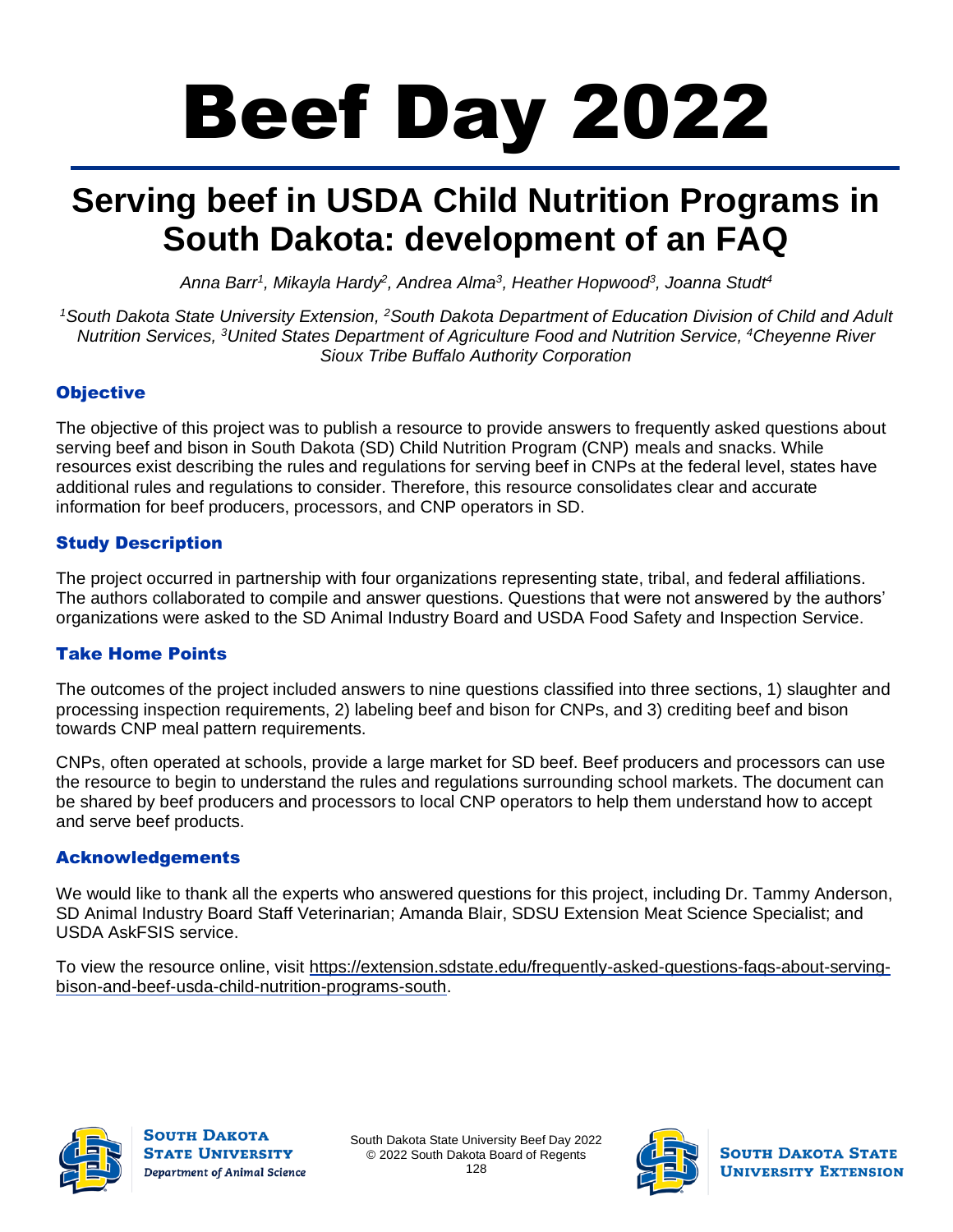# Beef Day 2022

## Serving beef in USDA Child Nutrition Programs in South Dakota: development of an FAQ

*Anna Barr[1], Mikayla Hardy[2], Andrea Alma[3], Heather Hopwood[3], Joanna Studt[4]*

*[1]South Dakota State University Extension, [2]South Dakota Department of Education Division of Child and Adult Nutrition Services, [3]United States Department of Agriculture Food and Nutrition Service, [4]Cheyenne River Sioux Tribe Buffalo Authority Corporation*

### Objective

The objective of this project was to publish a resource to provide answers to frequently asked questions about serving beef and bison in South Dakota (SD) Child Nutrition Program (CNP) meals and snacks. While resources exist describing the rules and regulations for serving beef in CNPs at the federal level, states have additional rules and regulations to consider. Therefore, this resource consolidates clear and accurate information for beef producers, processors, and CNP operators in SD.

### Study Description

The project occurred in partnership with four organizations representing state, tribal, and federal affiliations. The authors collaborated to compile and answer questions. Questions that were not answered by the authors' organizations were asked to the SD Animal Industry Board and USDA Food Safety and Inspection Service.

### Take Home Points

The outcomes of the project included answers to nine questions classified into three sections, 1) slaughter and processing inspection requirements, 2) labeling beef and bison for CNPs, and 3) crediting beef and bison towards CNP meal pattern requirements.

CNPs, often operated at schools, provide a large market for SD beef. Beef producers and processors can use the resource to begin to understand the rules and regulations surrounding school markets. The document can be shared by beef producers and processors to local CNP operators to help them understand how to accept and serve beef products.

### Acknowledgements

We would like to thank all the experts who answered questions for this project, including Dr. Tammy Anderson, SD Animal Industry Board Staff Veterinarian; Amanda Blair, SDSU Extension Meat Science Specialist; and USDA AskFSIS service.

To view the resource online, visit https://extension.sdstate.edu/frequently-asked-questions-faqs-about-serving-bison-and-beef-usda-child-nutrition-programs-south.